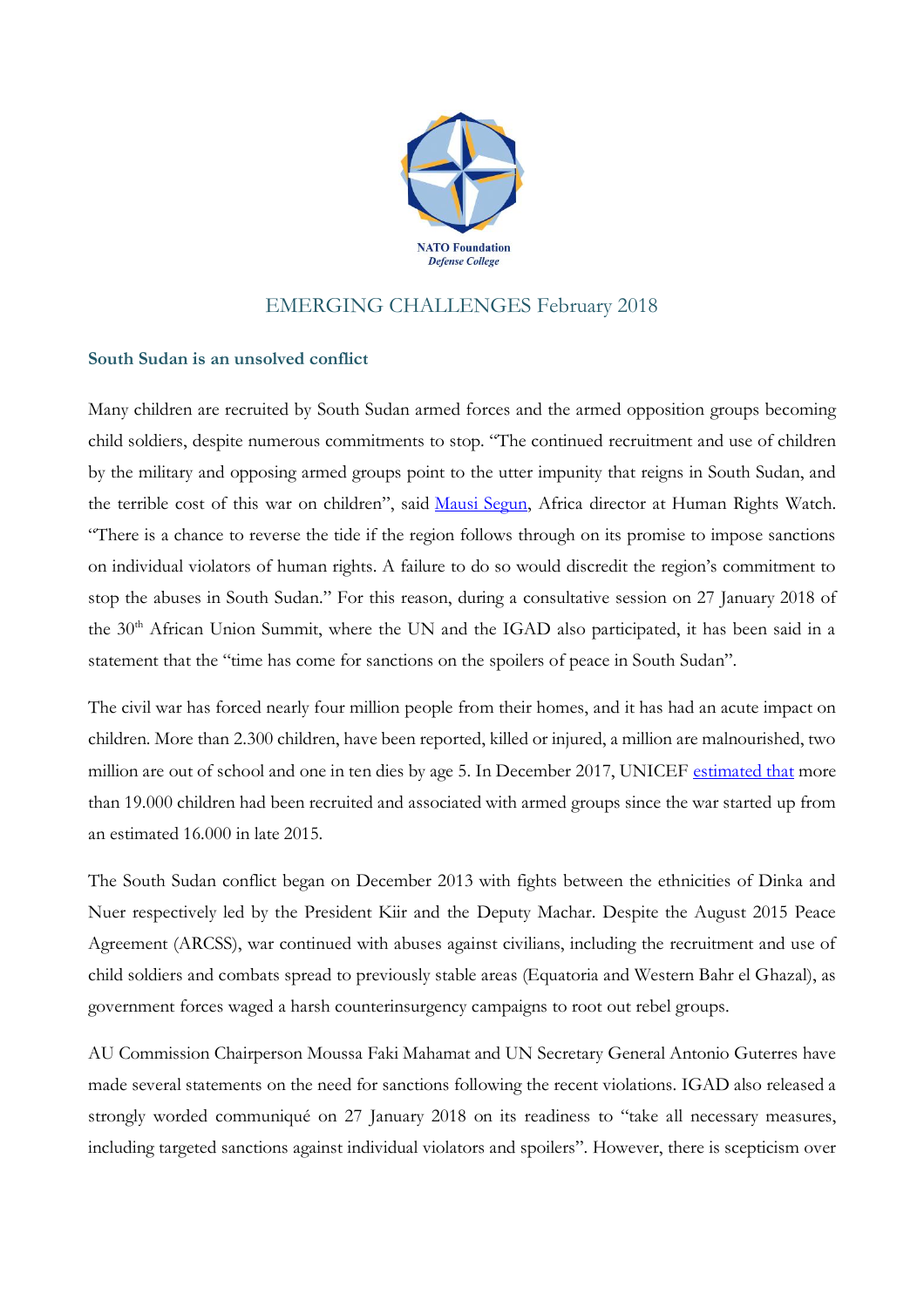NATO Foundation
*Defense College*

## EMERGING CHALLENGES February 2018

### South Sudan is an unsolved conflict

Many children are recruited by South Sudan armed forces and the armed opposition groups becoming child soldiers, despite numerous commitments to stop. "The continued recruitment and use of children by the military and opposing armed groups point to the utter impunity that reigns in South Sudan, and the terrible cost of this war on children", said Mausi Segun, Africa director at Human Rights Watch. "There is a chance to reverse the tide if the region follows through on its promise to impose sanctions on individual violators of human rights. A failure to do so would discredit the region's commitment to stop the abuses in South Sudan." For this reason, during a consultative session on 27 January 2018 of the 30th African Union Summit, where the UN and the IGAD also participated, it has been said in a statement that the "time has come for sanctions on the spoilers of peace in South Sudan".

The civil war has forced nearly four million people from their homes, and it has had an acute impact on children. More than 2.300 children, have been reported, killed or injured, a million are malnourished, two million are out of school and one in ten dies by age 5. In December 2017, UNICEF estimated that more than 19.000 children had been recruited and associated with armed groups since the war started up from an estimated 16.000 in late 2015.

The South Sudan conflict began on December 2013 with fights between the ethnicities of Dinka and Nuer respectively led by the President Kiir and the Deputy Machar. Despite the August 2015 Peace Agreement (ARCSS), war continued with abuses against civilians, including the recruitment and use of child soldiers and combats spread to previously stable areas (Equatoria and Western Bahr el Ghazal), as government forces waged a harsh counterinsurgency campaigns to root out rebel groups.

AU Commission Chairperson Moussa Faki Mahamat and UN Secretary General Antonio Guterres have made several statements on the need for sanctions following the recent violations. IGAD also released a strongly worded communiqué on 27 January 2018 on its readiness to "take all necessary measures, including targeted sanctions against individual violators and spoilers". However, there is scepticism over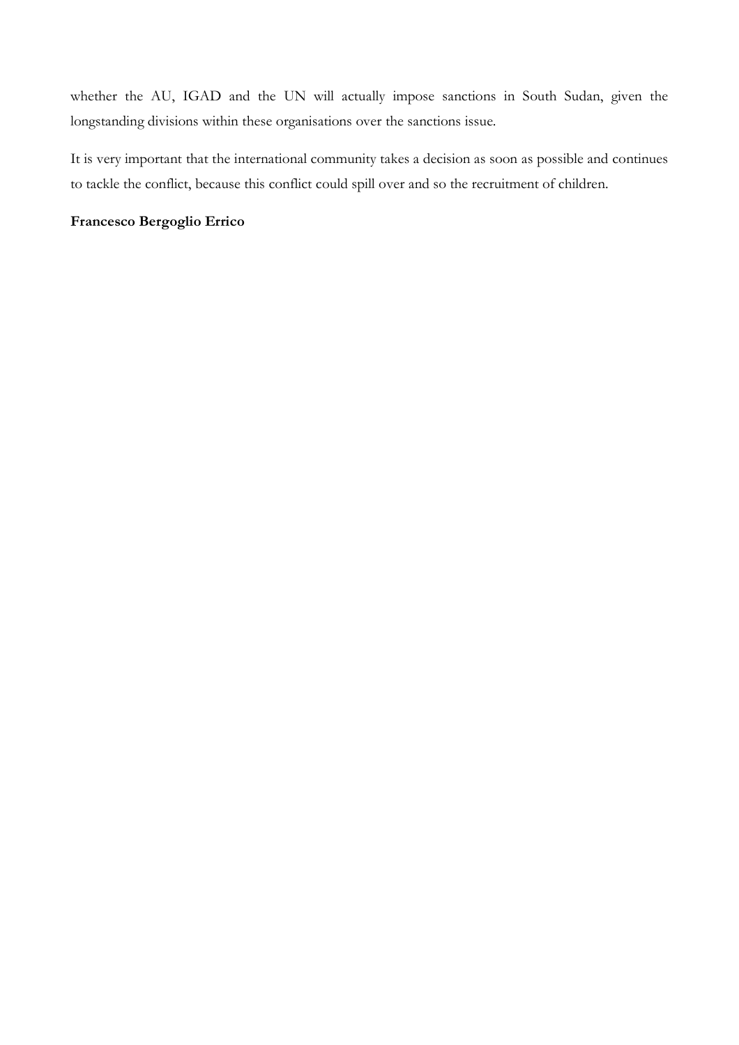whether the AU, IGAD and the UN will actually impose sanctions in South Sudan, given the longstanding divisions within these organisations over the sanctions issue.

It is very important that the international community takes a decision as soon as possible and continues to tackle the conflict, because this conflict could spill over and so the recruitment of children.

**Francesco Bergoglio Errico**